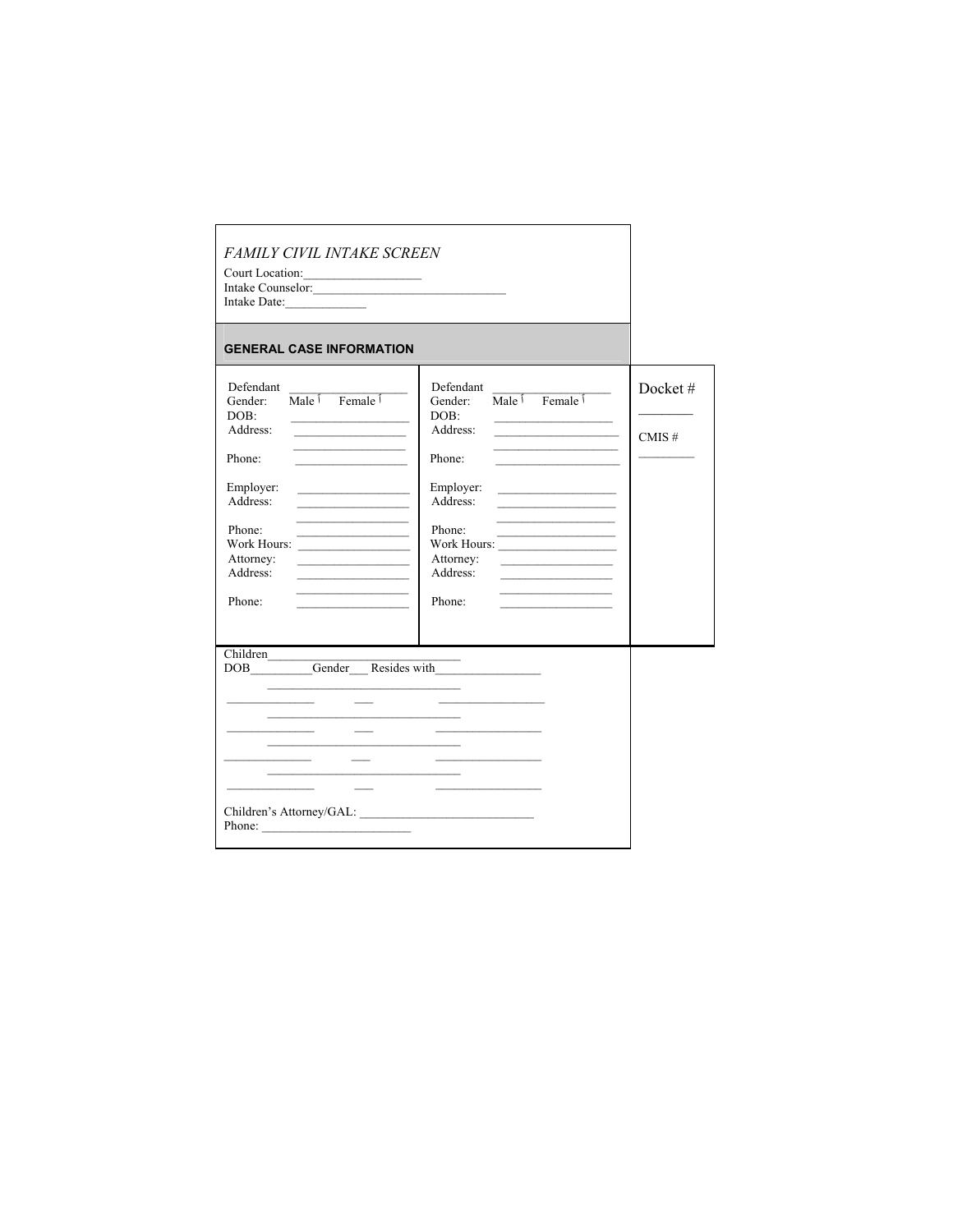*FAMILY CIVIL INTAKE SCREEN*

Court Location:___________________

Intake Counselor:_______________________________

Intake Date:_____________

**GENERAL CASE INFORMATION**

| Defendant | Defendant | |
|---|---|---|
| Defendant ___________________ | Defendant ___________________ | Docket # ________ |
| Gender: Male ☐ Female ☐ | Gender: Male ☐ Female ☐ | CMIS # ________ |
| DOB: ___________________ | DOB: ___________________ | |
| Address: ___________________ ___________________ | Address: ___________________ ___________________ | |
| Phone: ___________________ | Phone: ___________________ | |
| Employer: ___________________ | Employer: ___________________ | |
| Address: ___________________ ___________________ | Address: ___________________ ___________________ | |
| Phone: ___________________ | Phone: ___________________ | |
| Work Hours: ___________________ | Work Hours: ___________________ | |
| Attorney: ___________________ | Attorney: ___________________ | |
| Address: ___________________ ___________________ | Address: ___________________ ___________________ | |
| Phone: ___________________ | Phone: ___________________ | |

Children_______________________________

DOB__________Gender___ Resides with_________________

_______________________________

______________ ___ _________________

_______________________________

______________ ___ _________________

_______________________________

______________ ___ _________________

_______________________________

______________ ___ _________________

Children's Attorney/GAL: ____________________________

Phone: ________________________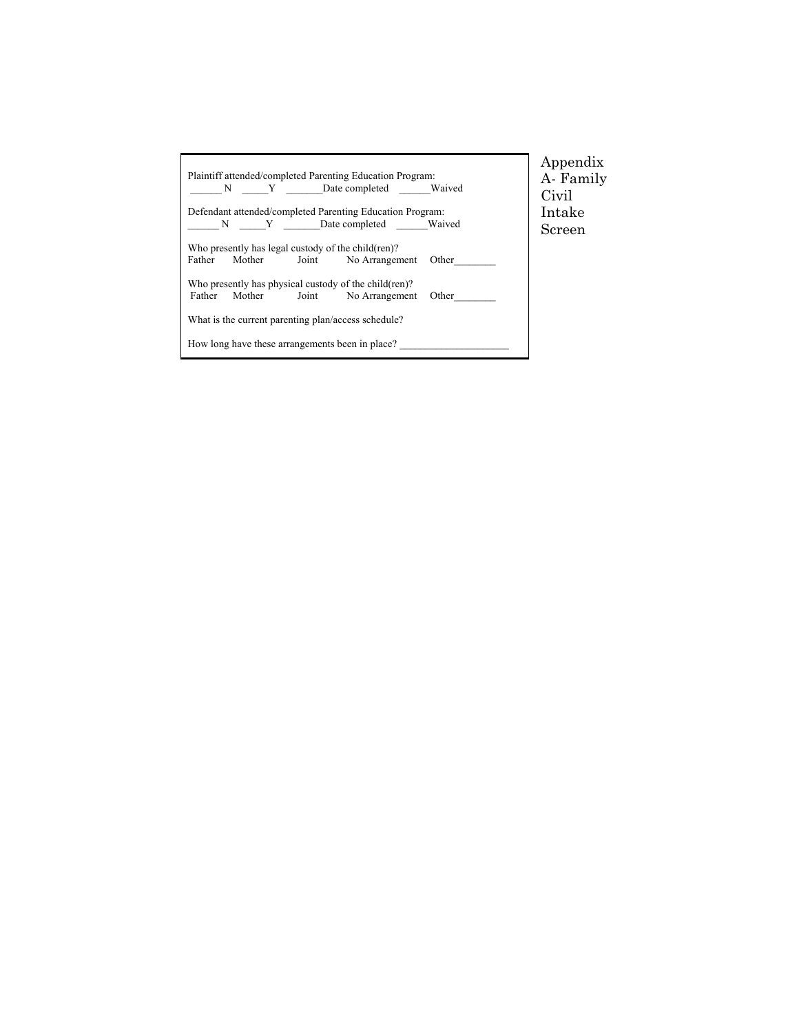Appendix A- Family Civil Intake Screen

Plaintiff attended/completed Parenting Education Program:
______ N  _____Y  _______Date completed  ______Waived

Defendant attended/completed Parenting Education Program:
______ N  _____Y  _______Date completed  ______Waived

Who presently has legal custody of the child(ren)?
Father  Mother  Joint  No Arrangement  Other________

Who presently has physical custody of the child(ren)?
Father  Mother  Joint  No Arrangement  Other________

What is the current parenting plan/access schedule?

How long have these arrangements been in place? _____________________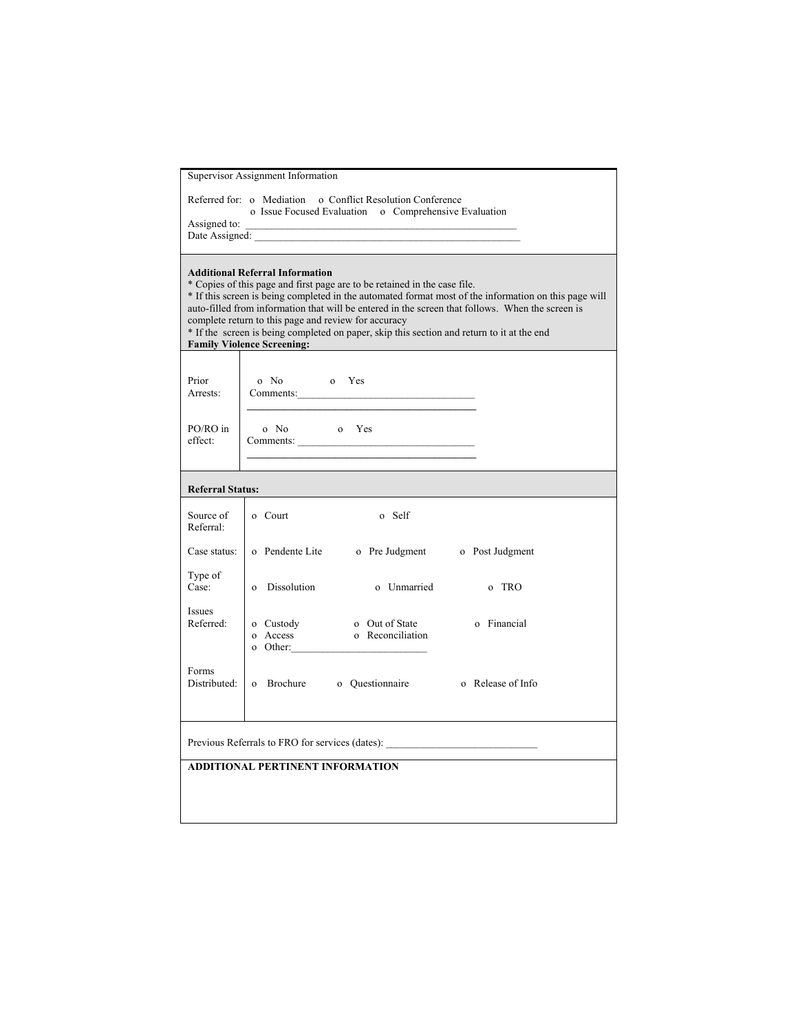Supervisor Assignment Information

Referred for: o Mediation o Conflict Resolution Conference
o Issue Focused Evaluation o Comprehensive Evaluation

Assigned to: ____________________________________________________

Date Assigned: ___________________________________________________

**Additional Referral Information**

* Copies of this page and first page are to be retained in the case file.
* If this screen is being completed in the automated format most of the information on this page will auto-filled from information that will be entered in the screen that follows. When the screen is complete return to this page and review for accuracy
* If the screen is being completed on paper, skip this section and return to it at the end

**Family Violence Screening:**

| | |
|---|---|
| Prior Arrests: | o No o Yes<br>Comments:_________________________________<br>____________________________________________ |
| PO/RO in effect: | o No o Yes<br>Comments: _________________________________<br>____________________________________________ |

**Referral Status:**

| | | | |
|---|---|---|---|
| Source of Referral: | o Court | o Self | |
| Case status: | o Pendente Lite | o Pre Judgment | o Post Judgment |
| Type of Case: | o Dissolution | o Unmarried | o TRO |
| Issues Referred: | o Custody<br>o Access<br>o Other:__________________________ | o Out of State<br>o Reconciliation | o Financial |
| Forms Distributed: | o Brochure | o Questionnaire | o Release of Info |

Previous Referrals to FRO for services (dates): _____________________________

**ADDITIONAL PERTINENT INFORMATION**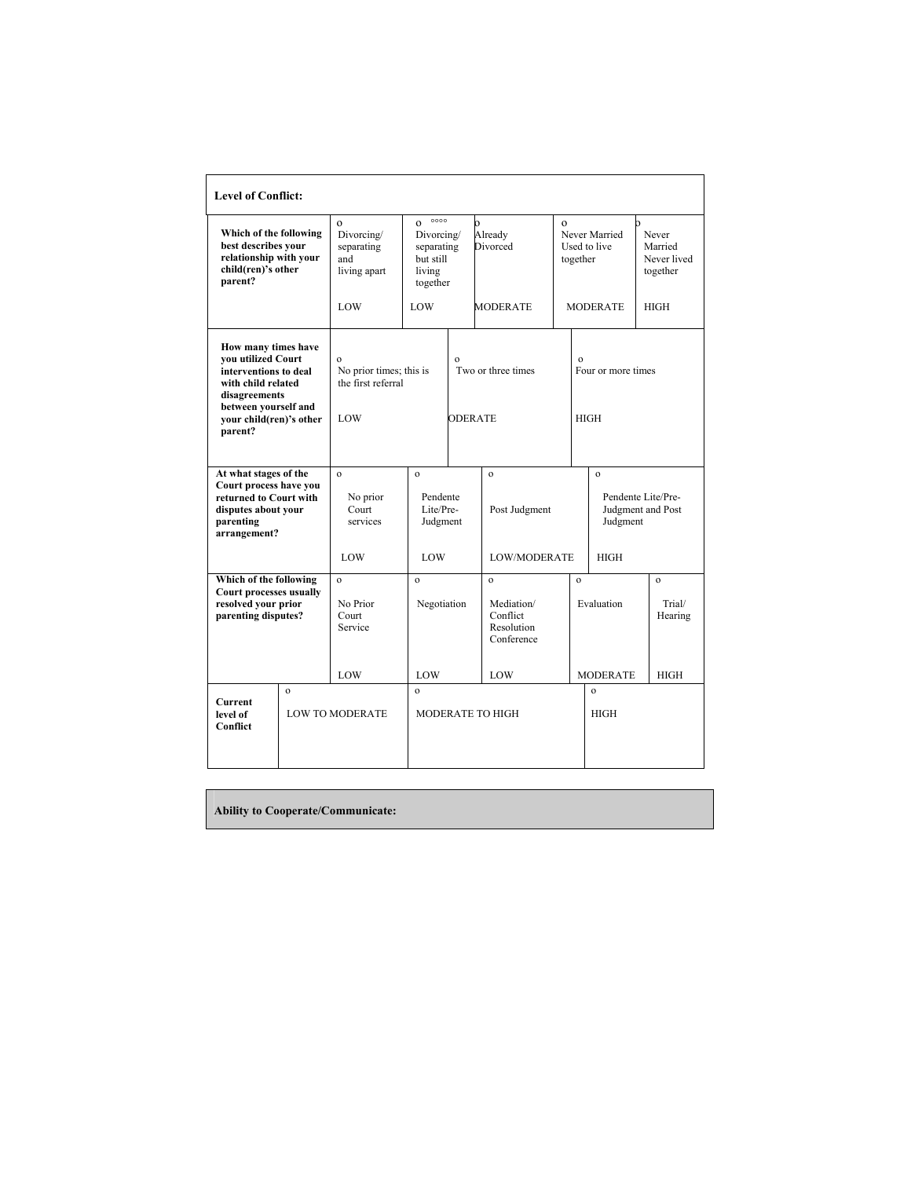**Level of Conflict:**

| | | | | | |
|---|---|---|---|---|---|
| **Which of the following best describes your relationship with your child(ren)'s other parent?** | o Divorcing/ separating and living apart<br><br>LOW | o Divorcing/ separating but still living together<br><br>LOW | o Already Divorced<br><br>MODERATE | o Never Married Used to live together<br><br>MODERATE | o Never Married Never lived together<br><br>HIGH |
| **How many times have you utilized Court interventions to deal with child related disagreements between yourself and your child(ren)'s other parent?** | o No prior times; this is the first referral<br><br>LOW | o Two or three times<br><br>ODERATE | o Four or more times<br><br>HIGH | | |
| **At what stages of the Court process have you returned to Court with disputes about your parenting arrangement?** | o No prior Court services<br><br>LOW | o Pendente Lite/Pre-Judgment<br><br>LOW | o Post Judgment<br><br>LOW/MODERATE | o Pendente Lite/Pre-Judgment and Post Judgment<br><br>HIGH | |
| **Which of the following Court processes usually resolved your prior parenting disputes?** | o No Prior Court Service<br><br>LOW | o Negotiation<br><br>LOW | o Mediation/ Conflict Resolution Conference<br><br>LOW | o Evaluation<br><br>MODERATE | o Trial/ Hearing<br><br>HIGH |
| **Current level of Conflict** | o LOW TO MODERATE | o MODERATE TO HIGH | o HIGH | | |

**Ability to Cooperate/Communicate:**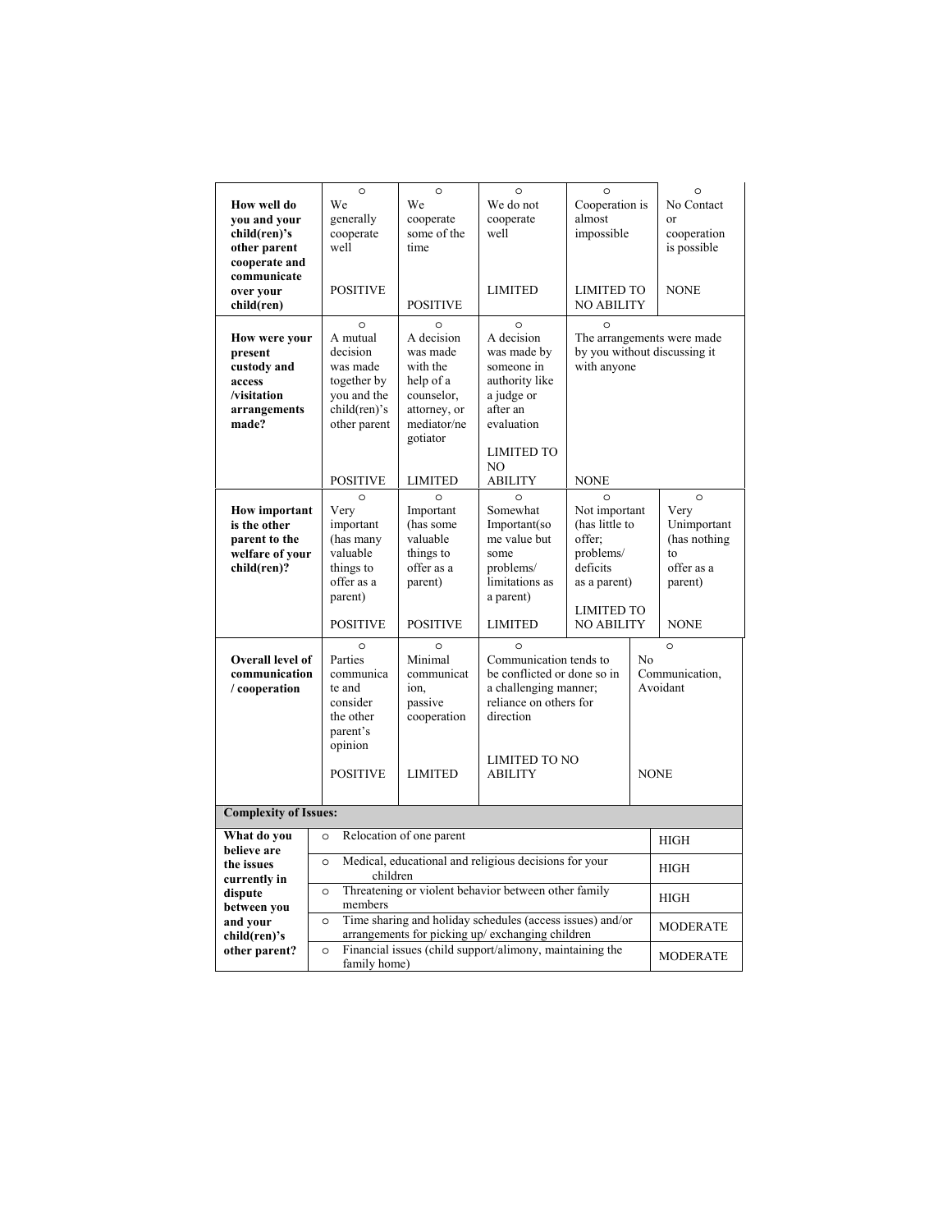| | | | | | |
|---|---|---|---|---|---|
| **How well do you and your child(ren)'s other parent cooperate and communicate over your child(ren)** | ○ We generally cooperate well<br><br>POSITIVE | ○ We cooperate some of the time<br><br>POSITIVE | ○ We do not cooperate well<br><br>LIMITED | ○ Cooperation is almost impossible<br><br>LIMITED TO NO ABILITY | ○ No Contact or cooperation is possible<br><br>NONE |
| **How were your present custody and access /visitation arrangements made?** | ○ A mutual decision was made together by you and the child(ren)'s other parent<br><br>POSITIVE | ○ A decision was made with the help of a counselor, attorney, or mediator/negotiator<br><br>LIMITED | ○ A decision was made by someone in authority like a judge or after an evaluation<br><br>LIMITED TO NO ABILITY | ○ The arrangements were made by you without discussing it with anyone<br><br>NONE | |
| **How important is the other parent to the welfare of your child(ren)?** | ○ Very important (has many valuable things to offer as a parent)<br><br>POSITIVE | ○ Important (has some valuable things to offer as a parent)<br><br>POSITIVE | ○ Somewhat Important(some value but some problems/ limitations as a parent)<br><br>LIMITED | ○ Not important (has little to offer; problems/ deficits as a parent)<br><br>LIMITED TO NO ABILITY | ○ Very Unimportant (has nothing to offer as a parent)<br><br>NONE |
| **Overall level of communication / cooperation** | ○ Parties communicate and consider the other parent's opinion<br><br>POSITIVE | ○ Minimal communication, passive cooperation<br><br>LIMITED | ○ Communication tends to be conflicted or done so in a challenging manner; reliance on others for direction<br><br>LIMITED TO NO ABILITY | | ○ No Communication, Avoidant<br><br>NONE |

| **Complexity of Issues:** | | |
|---|---|---|
| **What do you believe are the issues currently in dispute between you and your child(ren)'s other parent?** | ○ Relocation of one parent | HIGH |
| | ○ Medical, educational and religious decisions for your children | HIGH |
| | ○ Threatening or violent behavior between other family members | HIGH |
| | ○ Time sharing and holiday schedules (access issues) and/or arrangements for picking up/ exchanging children | MODERATE |
| | ○ Financial issues (child support/alimony, maintaining the family home) | MODERATE |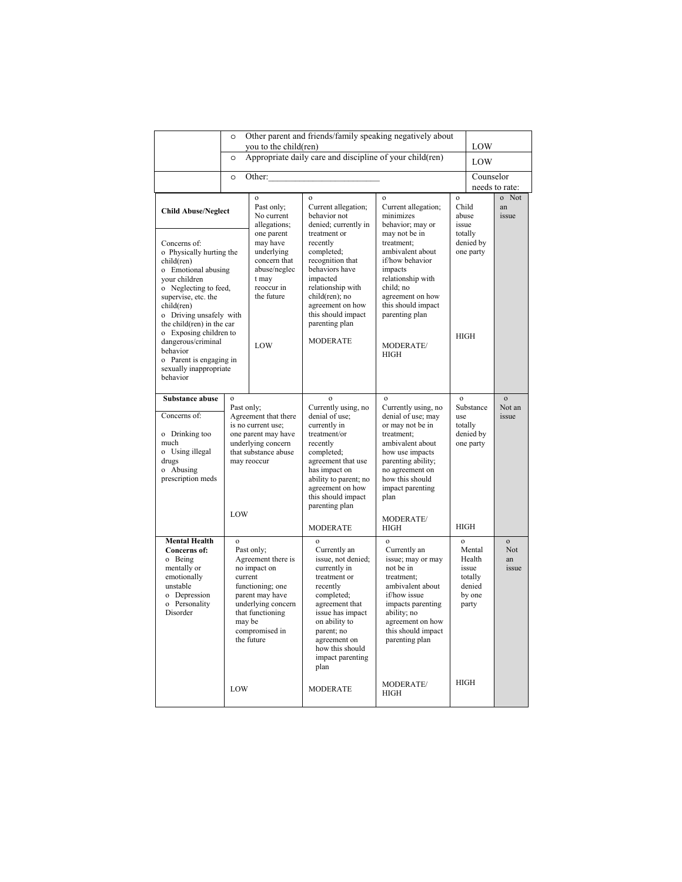| | | |
|---|---|---|
| | o Other parent and friends/family speaking negatively about you to the child(ren) | LOW |
| | o Appropriate daily care and discipline of your child(ren) | LOW |
| | o Other:________________________ | Counselor needs to rate: |

| | | | | | |
|---|---|---|---|---|---|
| **Child Abuse/Neglect**<br><br>Concerns of:<br>o Physically hurting the child(ren)<br>o Emotional abusing your children<br>o Neglecting to feed, supervise, etc. the child(ren)<br>o Driving unsafely with the child(ren) in the car<br>o Exposing children to dangerous/criminal behavior<br>o Parent is engaging in sexually inappropriate behavior | o<br>Past only; No current allegations; one parent may have underlying concern that abuse/neglect may reoccur in the future<br><br>LOW | o<br>Current allegation; behavior not denied; currently in treatment or recently completed; recognition that behaviors have impacted relationship with child(ren); no agreement on how this should impact parenting plan<br><br>MODERATE | o<br>Current allegation; minimizes behavior; may or may not be in treatment; ambivalent about if/how behavior impacts relationship with child; no agreement on how this should impact parenting plan<br><br>MODERATE/ HIGH | o<br>Child abuse issue totally denied by one party<br><br>HIGH | o Not an issue |
| **Substance abuse**<br><br>Concerns of:<br><br>o Drinking too much<br>o Using illegal drugs<br>o Abusing prescription meds | o<br>Past only; Agreement that there is no current use; one parent may have underlying concern that substance abuse may reoccur<br><br>LOW | o<br>Currently using, no denial of use; currently in treatment/or recently completed; agreement that use has impact on ability to parent; no agreement on how this should impact parenting plan<br><br>MODERATE | o<br>Currently using, no denial of use; may or may not be in treatment; ambivalent about how use impacts parenting ability; no agreement on how this should impact parenting plan<br><br>MODERATE/ HIGH | o<br>Substance use totally denied by one party<br><br>HIGH | o<br>Not an issue |
| **Mental Health Concerns of:**<br>o Being mentally or emotionally unstable<br>o Depression<br>o Personality Disorder | o<br>Past only; Agreement there is no impact on current functioning; one parent may have underlying concern that functioning may be compromised in the future<br><br>LOW | o<br>Currently an issue, not denied; currently in treatment or recently completed; agreement that issue has impact on ability to parent; no agreement on how this should impact parenting plan<br><br>MODERATE | o<br>Currently an issue; may or may not be in treatment; ambivalent about if/how issue impacts parenting ability; no agreement on how this should impact parenting plan<br><br>MODERATE/ HIGH | o<br>Mental Health issue totally denied by one party<br><br>HIGH | o<br>Not an issue |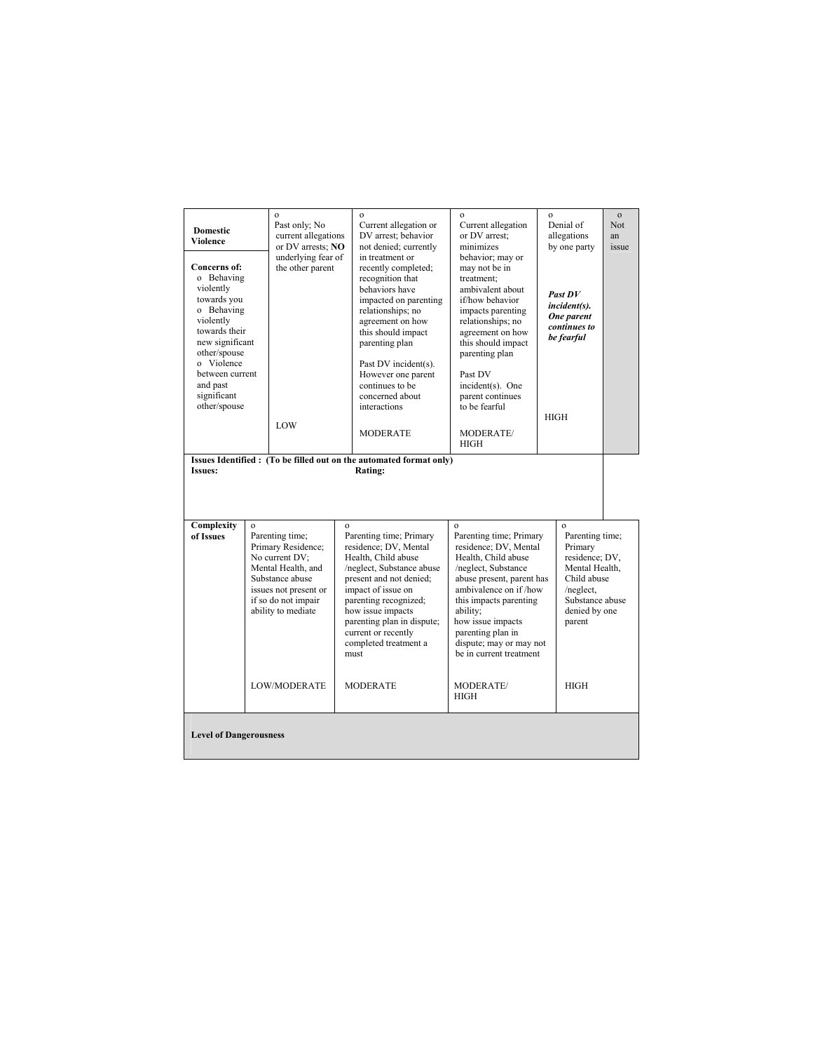| Domestic Violence<br><br>Concerns of:<br>o Behaving violently towards you<br>o Behaving violently towards their new significant other/spouse<br>o Violence between current and past significant other/spouse | o<br>Past only; No current allegations or DV arrests; **NO** underlying fear of the other parent<br><br>LOW | o<br>Current allegation or DV arrest; behavior not denied; currently in treatment or recently completed; recognition that behaviors have impacted on parenting relationships; no agreement on how this should impact parenting plan<br><br>Past DV incident(s). However one parent continues to be concerned about interactions<br><br>MODERATE | o<br>Current allegation or DV arrest; minimizes behavior; may or may not be in treatment; ambivalent about if/how behavior impacts parenting relationships; no agreement on how this should impact parenting plan<br><br>Past DV incident(s). One parent continues to be fearful<br><br>MODERATE/ HIGH | o<br>Denial of allegations by one party<br><br>***Past DV incident(s). One parent continues to be fearful***<br><br>HIGH | o<br>Not an issue |
|---|---|---|---|---|---|

**Issues Identified : (To be filled out on the automated format only)**

**Issues:** **Rating:**

| Complexity of Issues | o<br>Parenting time; Primary Residence; No current DV; Mental Health, and Substance abuse issues not present or if so do not impair ability to mediate<br><br>LOW/MODERATE | o<br>Parenting time; Primary residence; DV, Mental Health, Child abuse /neglect, Substance abuse present and not denied; impact of issue on parenting recognized; how issue impacts parenting plan in dispute; current or recently completed treatment a must<br><br>MODERATE | o<br>Parenting time; Primary residence; DV, Mental Health, Child abuse /neglect, Substance abuse present, parent has ambivalence on if /how this impacts parenting ability;<br>how issue impacts parenting plan in dispute; may or may not be in current treatment<br><br>MODERATE/ HIGH | o<br>Parenting time; Primary residence; DV, Mental Health, Child abuse /neglect, Substance abuse denied by one parent<br><br>HIGH |
|---|---|---|---|---|

**Level of Dangerousness**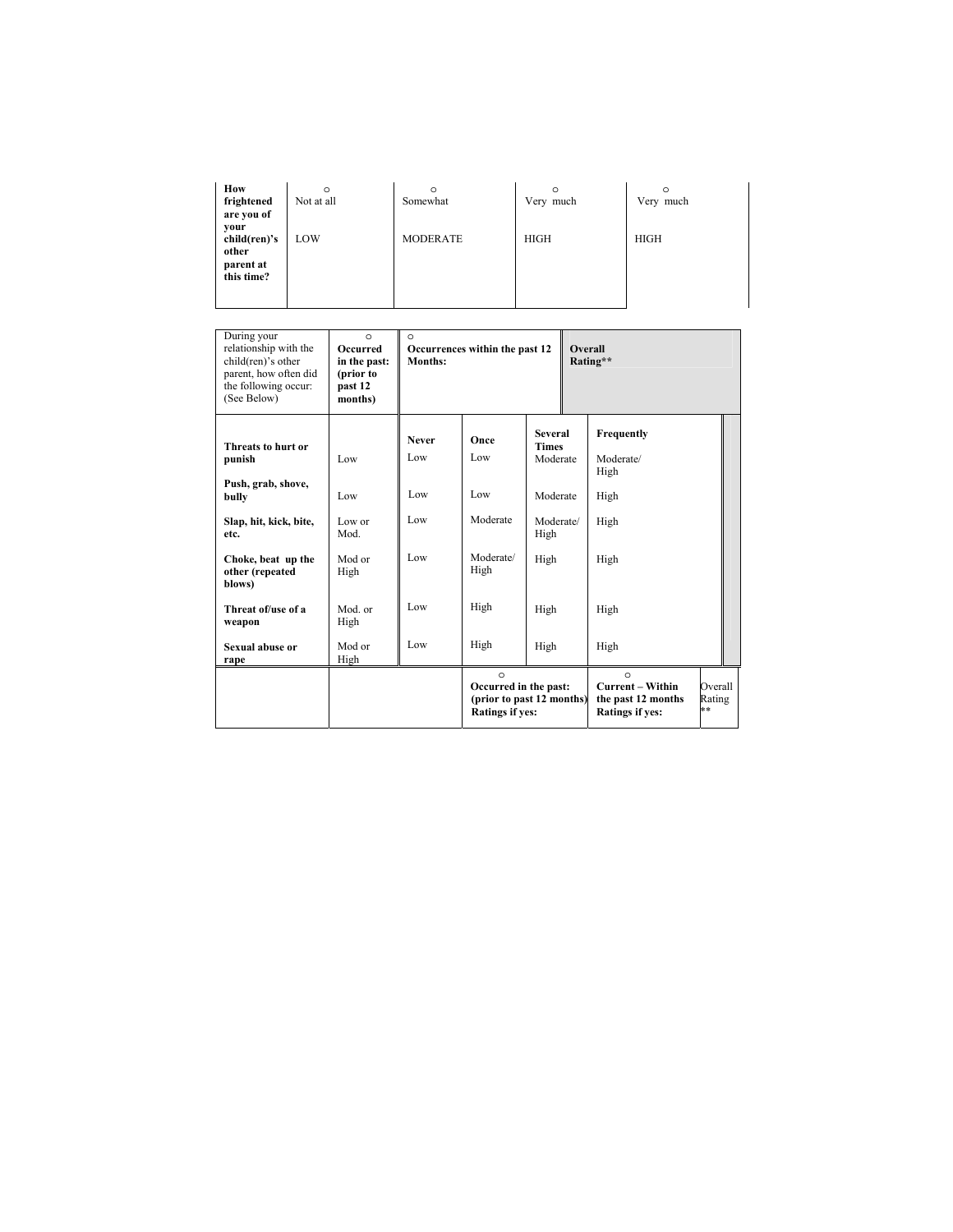| How frightened are you of your child(ren)'s other parent at this time? | ○ Not at all | ○ Somewhat | ○ Very much | ○ Very much |
|---|---|---|---|---|
| | LOW | MODERATE | HIGH | HIGH |

| During your relationship with the child(ren)'s other parent, how often did the following occur: (See Below) | ○ **Occurred in the past: (prior to past 12 months)** | ○ **Occurrences within the past 12 Months:** | | | | **Overall Rating**** |
|---|---|---|---|---|---|---|
| | | **Never** | **Once** | **Several Times** | **Frequently** | |
| **Threats to hurt or punish** | Low | Low | Low | Moderate | Moderate/ High | |
| **Push, grab, shove, bully** | Low | Low | Low | Moderate | High | |
| **Slap, hit, kick, bite, etc.** | Low or Mod. | Low | Moderate | Moderate/ High | High | |
| **Choke, beat up the other (repeated blows)** | Mod or High | Low | Moderate/ High | High | High | |
| **Threat of/use of a weapon** | Mod. or High | Low | High | High | High | |
| **Sexual abuse or rape** | Mod or High | Low | High | High | High | |
| | | | ○ **Occurred in the past: (prior to past 12 months) Ratings if yes:** | | ○ **Current – Within the past 12 months Ratings if yes:** | Overall Rating ** |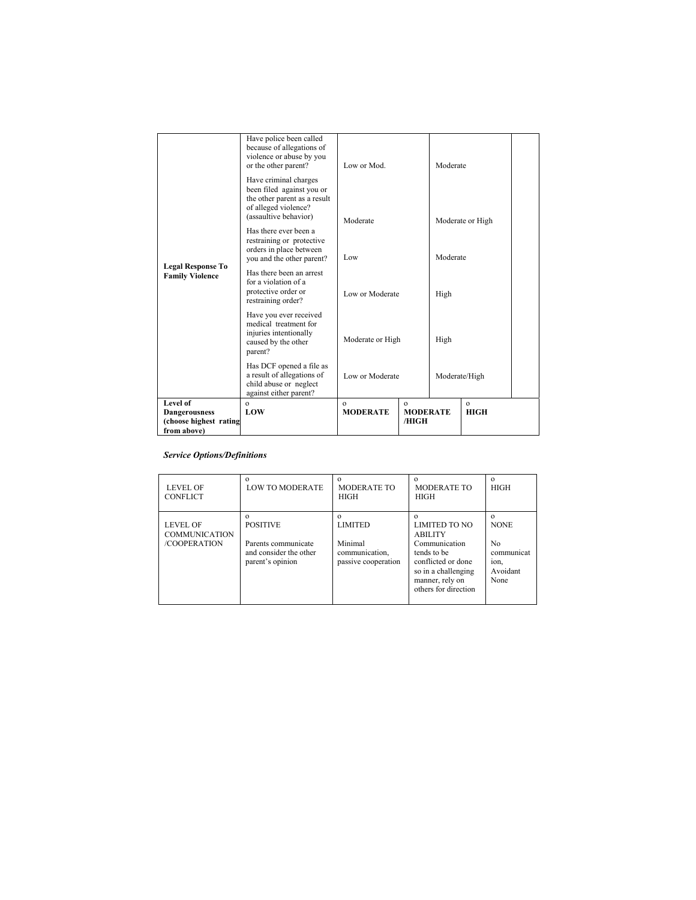| | | | | | |
|---|---|---|---|---|---|
| **Legal Response To Family Violence** | Have police been called because of allegations of violence or abuse by you or the other parent? | Low or Mod. | | Moderate | |
| | Have criminal charges been filed against you or the other parent as a result of alleged violence? (assaultive behavior) | Moderate | | Moderate or High | |
| | Has there ever been a restraining or protective orders in place between you and the other parent? | Low | | Moderate | |
| | Has there been an arrest for a violation of a protective order or restraining order? | Low or Moderate | | High | |
| | Have you ever received medical treatment for injuries intentionally caused by the other parent? | Moderate or High | | High | |
| | Has DCF opened a file as a result of allegations of child abuse or neglect against either parent? | Low or Moderate | | Moderate/High | |
| **Level of Dangerousness (choose highest rating from above)** | o **LOW** | o **MODERATE** | o **MODERATE /HIGH** | o **HIGH** | |

***Service Options/Definitions***

| LEVEL OF CONFLICT | o LOW TO MODERATE | o MODERATE TO HIGH | o MODERATE TO HIGH | o HIGH |
|---|---|---|---|---|
| LEVEL OF COMMUNICATION /COOPERATION | o POSITIVE<br><br>Parents communicate and consider the other parent's opinion | o LIMITED<br><br>Minimal communication, passive cooperation | o LIMITED TO NO ABILITY<br>Communication tends to be conflicted or done so in a challenging manner, rely on others for direction | o NONE<br><br>No communication, Avoidant None |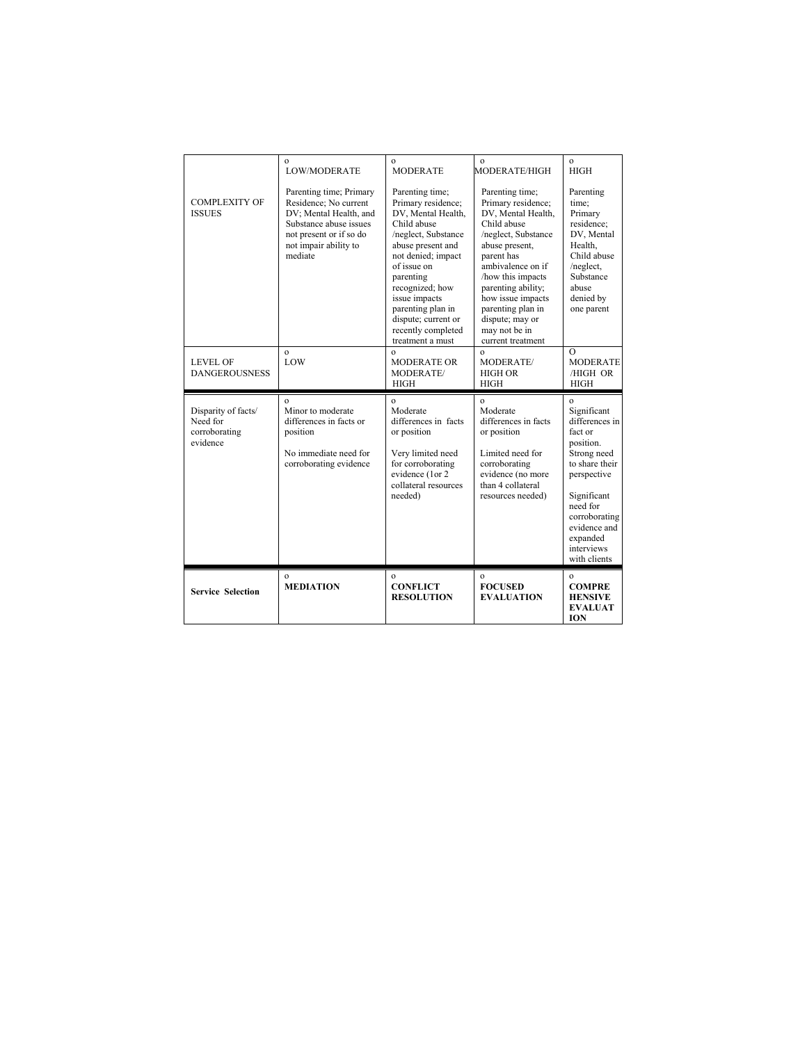| | | | | |
|---|---|---|---|---|
| COMPLEXITY OF ISSUES | o LOW/MODERATE<br><br>Parenting time; Primary Residence; No current DV; Mental Health, and Substance abuse issues not present or if so do not impair ability to mediate | o MODERATE<br><br>Parenting time; Primary residence; DV, Mental Health, Child abuse /neglect, Substance abuse present and not denied; impact of issue on parenting recognized; how issue impacts parenting plan in dispute; current or recently completed treatment a must | o MODERATE/HIGH<br><br>Parenting time; Primary residence; DV, Mental Health, Child abuse /neglect, Substance abuse present, parent has ambivalence on if /how this impacts parenting ability; how issue impacts parenting plan in dispute; may or may not be in current treatment | o HIGH<br><br>Parenting time; Primary residence; DV, Mental Health, Child abuse /neglect, Substance abuse denied by one parent |
| LEVEL OF DANGEROUSNESS | o LOW | o MODERATE OR MODERATE/ HIGH | o MODERATE/ HIGH OR HIGH | O MODERATE /HIGH OR HIGH |
| Disparity of facts/ Need for corroborating evidence | o Minor to moderate differences in facts or position<br><br>No immediate need for corroborating evidence | o Moderate differences in facts or position<br><br>Very limited need for corroborating evidence (1or 2 collateral resources needed) | o Moderate differences in facts or position<br><br>Limited need for corroborating evidence (no more than 4 collateral resources needed) | o Significant differences in fact or position. Strong need to share their perspective<br><br>Significant need for corroborating evidence and expanded interviews with clients |
| **Service Selection** | o **MEDIATION** | o **CONFLICT RESOLUTION** | o **FOCUSED EVALUATION** | o **COMPREHENSIVE EVALUATION** |